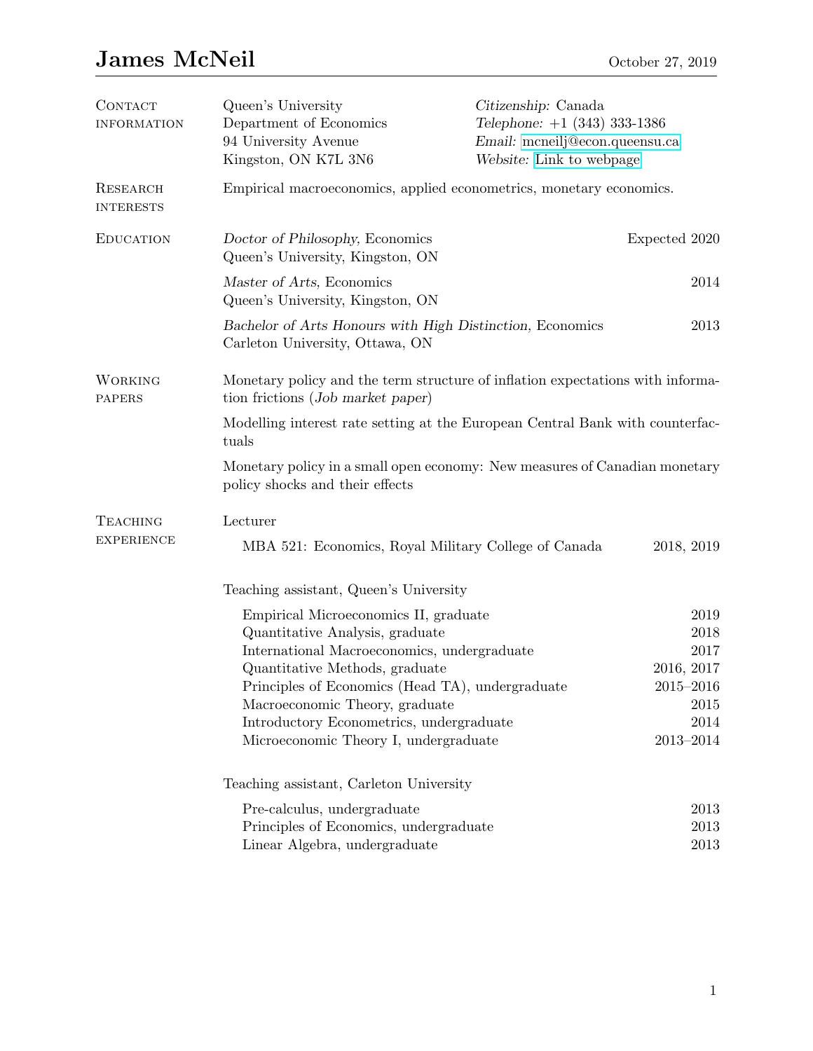# James McNeil

October 27, 2019

## Contact information

Queen's University
Department of Economics
94 University Avenue
Kingston, ON K7L 3N6

*Citizenship:* Canada
*Telephone:* +1 (343) 333-1386
*Email:* mcneilj@econ.queensu.ca
*Website:* Link to webpage

## Research interests

Empirical macroeconomics, applied econometrics, monetary economics.

## Education

*Doctor of Philosophy,* Economics — Expected 2020
Queen's University, Kingston, ON

*Master of Arts,* Economics — 2014
Queen's University, Kingston, ON

*Bachelor of Arts Honours with High Distinction,* Economics — 2013
Carleton University, Ottawa, ON

## Working papers

Monetary policy and the term structure of inflation expectations with information frictions (*Job market paper*)

Modelling interest rate setting at the European Central Bank with counterfactuals

Monetary policy in a small open economy: New measures of Canadian monetary policy shocks and their effects

## Teaching experience

Lecturer

- MBA 521: Economics, Royal Military College of Canada — 2018, 2019

Teaching assistant, Queen's University

- Empirical Microeconomics II, graduate — 2019
- Quantitative Analysis, graduate — 2018
- International Macroeconomics, undergraduate — 2017
- Quantitative Methods, graduate — 2016, 2017
- Principles of Economics (Head TA), undergraduate — 2015–2016
- Macroeconomic Theory, graduate — 2015
- Introductory Econometrics, undergraduate — 2014
- Microeconomic Theory I, undergraduate — 2013–2014

Teaching assistant, Carleton University

- Pre-calculus, undergraduate — 2013
- Principles of Economics, undergraduate — 2013
- Linear Algebra, undergraduate — 2013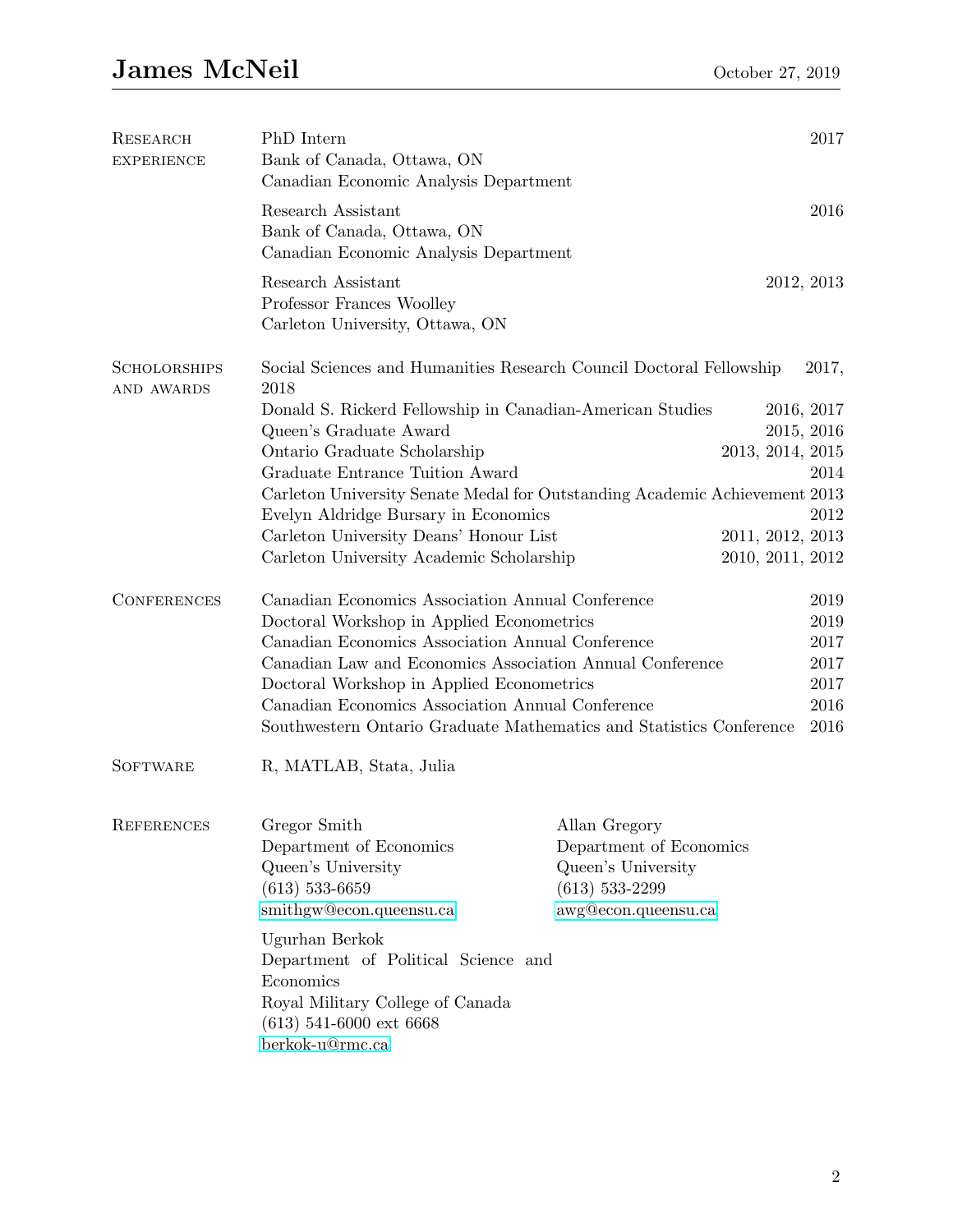# James McNeil

October 27, 2019

## Research experience

PhD Intern — 2017
Bank of Canada, Ottawa, ON
Canadian Economic Analysis Department

Research Assistant — 2016
Bank of Canada, Ottawa, ON
Canadian Economic Analysis Department

Research Assistant — 2012, 2013
Professor Frances Woolley
Carleton University, Ottawa, ON

## Scholorships and awards

- Social Sciences and Humanities Research Council Doctoral Fellowship — 2017, 2018
- Donald S. Rickerd Fellowship in Canadian-American Studies — 2016, 2017
- Queen's Graduate Award — 2015, 2016
- Ontario Graduate Scholarship — 2013, 2014, 2015
- Graduate Entrance Tuition Award — 2014
- Carleton University Senate Medal for Outstanding Academic Achievement — 2013
- Evelyn Aldridge Bursary in Economics — 2012
- Carleton University Deans' Honour List — 2011, 2012, 2013
- Carleton University Academic Scholarship — 2010, 2011, 2012

## Conferences

- Canadian Economics Association Annual Conference — 2019
- Doctoral Workshop in Applied Econometrics — 2019
- Canadian Economics Association Annual Conference — 2017
- Canadian Law and Economics Association Annual Conference — 2017
- Doctoral Workshop in Applied Econometrics — 2017
- Canadian Economics Association Annual Conference — 2016
- Southwestern Ontario Graduate Mathematics and Statistics Conference — 2016

## Software

R, MATLAB, Stata, Julia

## References

Gregor Smith
Department of Economics
Queen's University
(613) 533-6659
smithgw@econ.queensu.ca

Allan Gregory
Department of Economics
Queen's University
(613) 533-2299
awg@econ.queensu.ca

Ugurhan Berkok
Department of Political Science and Economics
Royal Military College of Canada
(613) 541-6000 ext 6668
berkok-u@rmc.ca